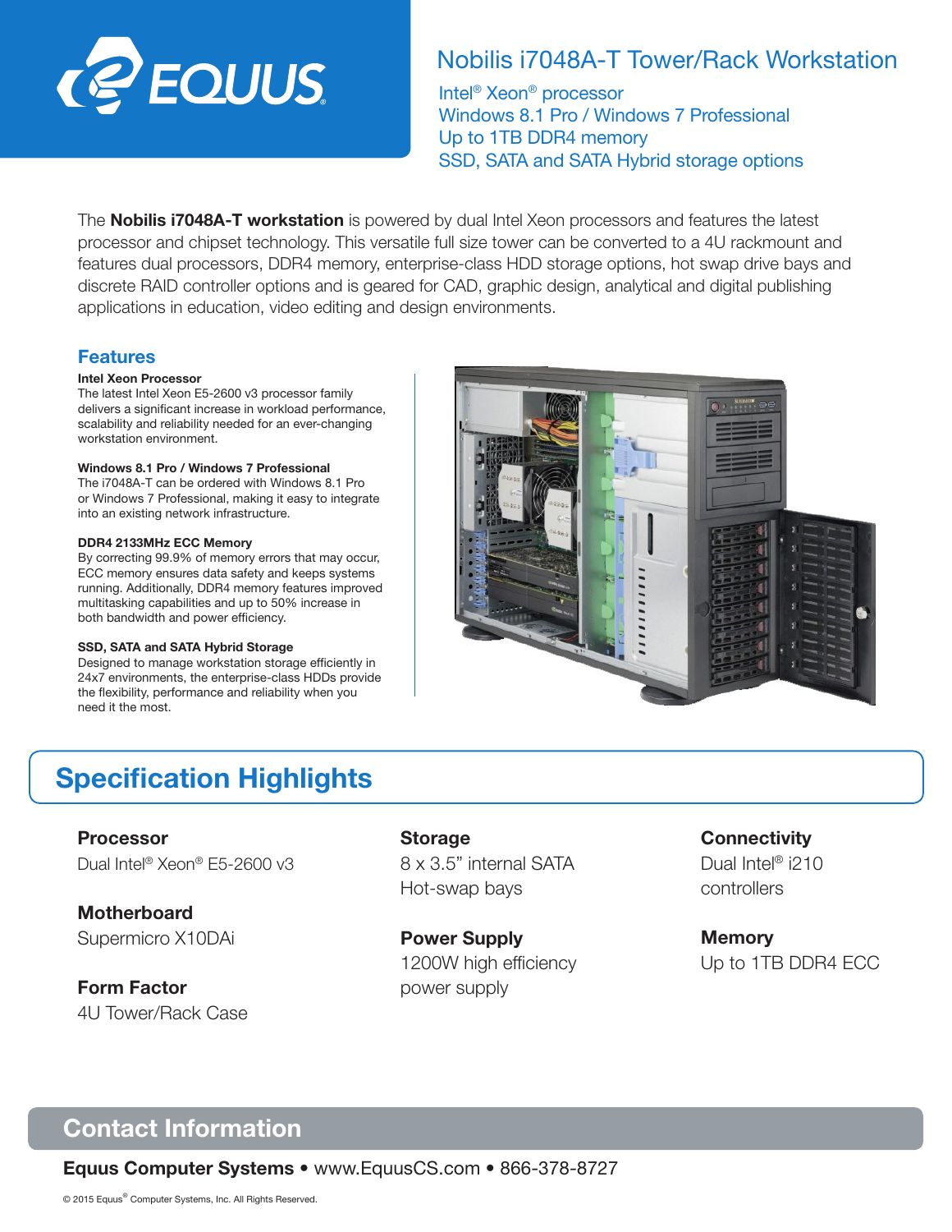# EQUUS

## Nobilis i7048A-T Tower/Rack Workstation

Intel® Xeon® processor
Windows 8.1 Pro / Windows 7 Professional
Up to 1TB DDR4 memory
SSD, SATA and SATA Hybrid storage options

The **Nobilis i7048A-T workstation** is powered by dual Intel Xeon processors and features the latest processor and chipset technology. This versatile full size tower can be converted to a 4U rackmount and features dual processors, DDR4 memory, enterprise-class HDD storage options, hot swap drive bays and discrete RAID controller options and is geared for CAD, graphic design, analytical and digital publishing applications in education, video editing and design environments.

## Features

**Intel Xeon Processor**
The latest Intel Xeon E5-2600 v3 processor family delivers a significant increase in workload performance, scalability and reliability needed for an ever-changing workstation environment.

**Windows 8.1 Pro / Windows 7 Professional**
The i7048A-T can be ordered with Windows 8.1 Pro or Windows 7 Professional, making it easy to integrate into an existing network infrastructure.

**DDR4 2133MHz ECC Memory**
By correcting 99.9% of memory errors that may occur, ECC memory ensures data safety and keeps systems running. Additionally, DDR4 memory features improved multitasking capabilities and up to 50% increase in both bandwidth and power efficiency.

**SSD, SATA and SATA Hybrid Storage**
Designed to manage workstation storage efficiently in 24x7 environments, the enterprise-class HDDs provide the flexibility, performance and reliability when you need it the most.

## Specification Highlights

**Processor**
Dual Intel® Xeon® E5-2600 v3

**Motherboard**
Supermicro X10DAi

**Form Factor**
4U Tower/Rack Case

**Storage**
8 x 3.5" internal SATA
Hot-swap bays

**Power Supply**
1200W high efficiency power supply

**Connectivity**
Dual Intel® i210 controllers

**Memory**
Up to 1TB DDR4 ECC

## Contact Information

**Equus Computer Systems** • www.EquusCS.com • 866-378-8727

© 2015 Equus® Computer Systems, Inc. All Rights Reserved.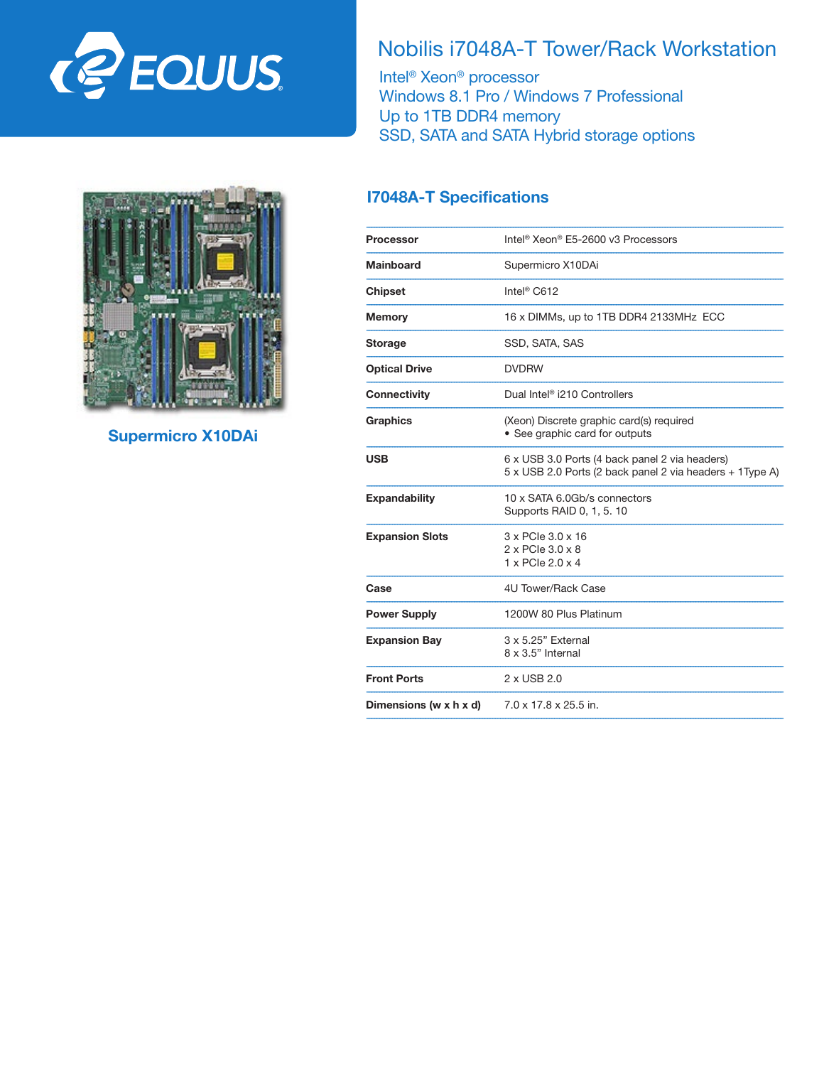# Nobilis i7048A-T Tower/Rack Workstation

Intel® Xeon® processor
Windows 8.1 Pro / Windows 7 Professional
Up to 1TB DDR4 memory
SSD, SATA and SATA Hybrid storage options

Supermicro X10DAi

## I7048A-T Specifications

| | |
|---|---|
| **Processor** | Intel® Xeon® E5-2600 v3 Processors |
| **Mainboard** | Supermicro X10DAi |
| **Chipset** | Intel® C612 |
| **Memory** | 16 x DIMMs, up to 1TB DDR4 2133MHz ECC |
| **Storage** | SSD, SATA, SAS |
| **Optical Drive** | DVDRW |
| **Connectivity** | Dual Intel® i210 Controllers |
| **Graphics** | (Xeon) Discrete graphic card(s) required<br>• See graphic card for outputs |
| **USB** | 6 x USB 3.0 Ports (4 back panel 2 via headers)<br>5 x USB 2.0 Ports (2 back panel 2 via headers + 1Type A) |
| **Expandability** | 10 x SATA 6.0Gb/s connectors<br>Supports RAID 0, 1, 5. 10 |
| **Expansion Slots** | 3 x PCIe 3.0 x 16<br>2 x PCIe 3.0 x 8<br>1 x PCIe 2.0 x 4 |
| **Case** | 4U Tower/Rack Case |
| **Power Supply** | 1200W 80 Plus Platinum |
| **Expansion Bay** | 3 x 5.25" External<br>8 x 3.5" Internal |
| **Front Ports** | 2 x USB 2.0 |
| **Dimensions (w x h x d)** | 7.0 x 17.8 x 25.5 in. |